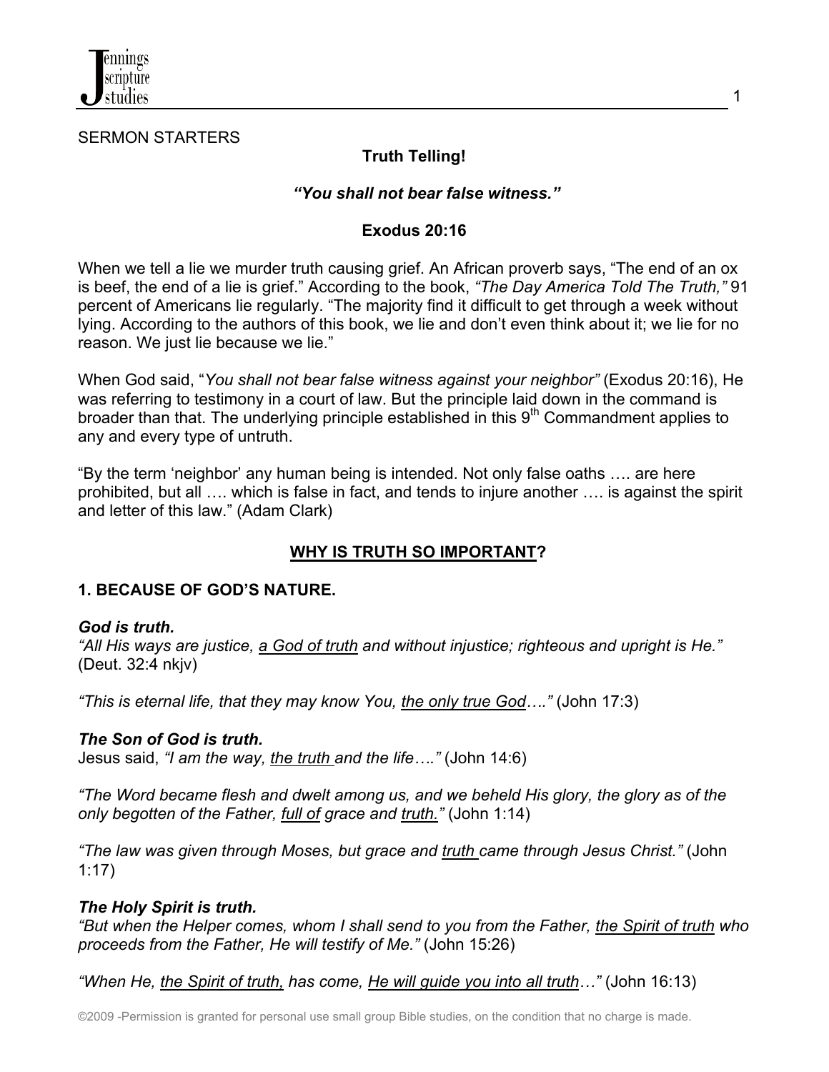SERMON STARTERS

# Truth Telling!

***"You shall not bear false witness."***

**Exodus 20:16**

When we tell a lie we murder truth causing grief. An African proverb says, "The end of an ox is beef, the end of a lie is grief." According to the book, *"The Day America Told The Truth,"* 91 percent of Americans lie regularly. "The majority find it difficult to get through a week without lying. According to the authors of this book, we lie and don't even think about it; we lie for no reason. We just lie because we lie."

When God said, "*You shall not bear false witness against your neighbor"* (Exodus 20:16), He was referring to testimony in a court of law. But the principle laid down in the command is broader than that. The underlying principle established in this 9th Commandment applies to any and every type of untruth.

"By the term 'neighbor' any human being is intended. Not only false oaths …. are here prohibited, but all …. which is false in fact, and tends to injure another …. is against the spirit and letter of this law." (Adam Clark)

## WHY IS TRUTH SO IMPORTANT?

### 1. BECAUSE OF GOD'S NATURE.

***God is truth.***

*"All His ways are justice, a God of truth and without injustice; righteous and upright is He."* (Deut. 32:4 nkjv)

*"This is eternal life, that they may know You, the only true God…."* (John 17:3)

***The Son of God is truth.***

Jesus said, *"I am the way, the truth and the life…."* (John 14:6)

*"The Word became flesh and dwelt among us, and we beheld His glory, the glory as of the only begotten of the Father, full of grace and truth."* (John 1:14)

*"The law was given through Moses, but grace and truth came through Jesus Christ."* (John 1:17)

***The Holy Spirit is truth.***

*"But when the Helper comes, whom I shall send to you from the Father, the Spirit of truth who proceeds from the Father, He will testify of Me."* (John 15:26)

*"When He, the Spirit of truth, has come, He will guide you into all truth…"* (John 16:13)

©2009 -Permission is granted for personal use small group Bible studies, on the condition that no charge is made.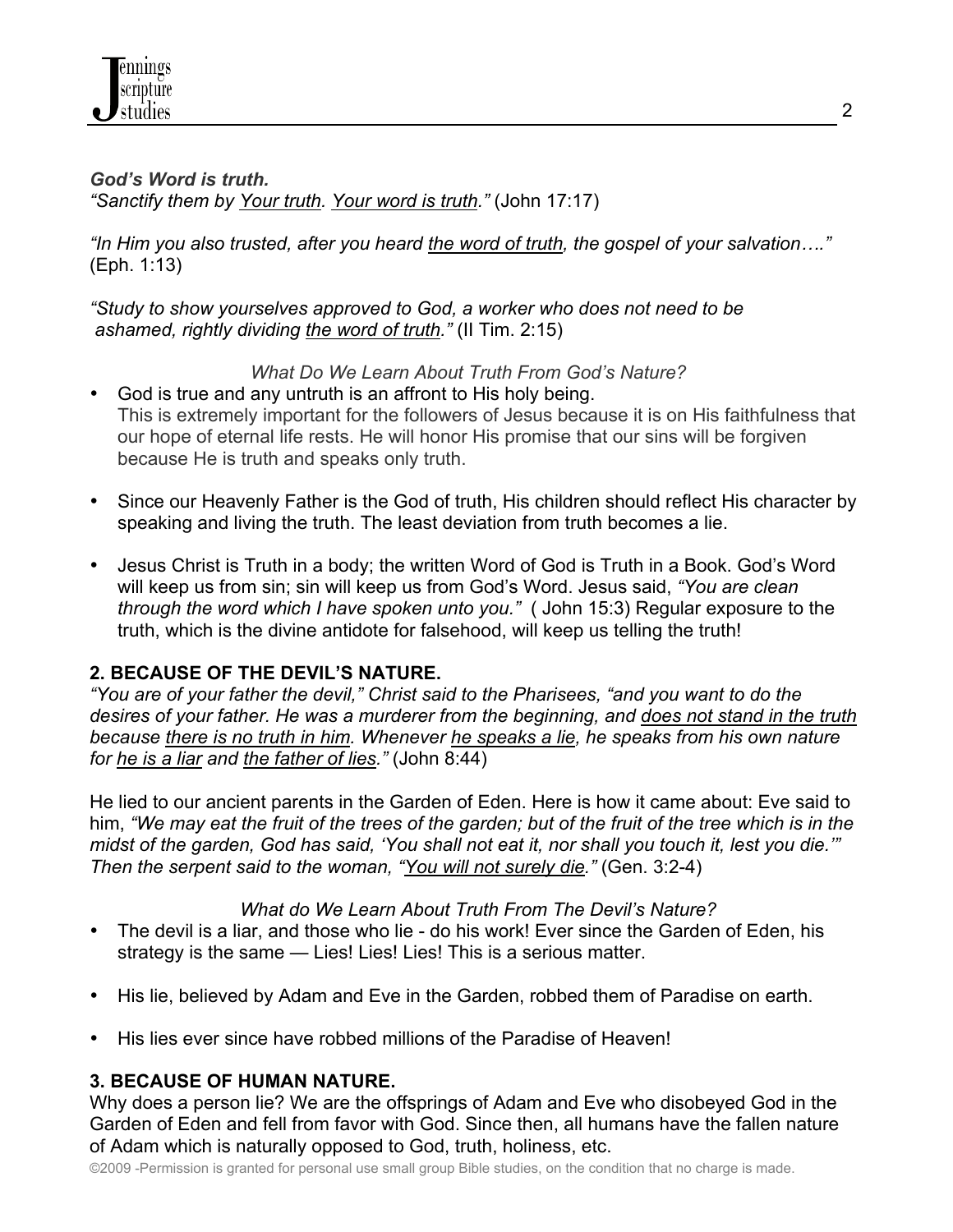***God's Word is truth.***
*"Sanctify them by <u>Your truth</u>. <u>Your word is truth</u>."* (John 17:17)

*"In Him you also trusted, after you heard <u>the word of truth</u>, the gospel of your salvation…."* (Eph. 1:13)

*"Study to show yourselves approved to God, a worker who does not need to be ashamed, rightly dividing <u>the word of truth</u>."* (II Tim. 2:15)

*What Do We Learn About Truth From God's Nature?*

- God is true and any untruth is an affront to His holy being.
  This is extremely important for the followers of Jesus because it is on His faithfulness that our hope of eternal life rests. He will honor His promise that our sins will be forgiven because He is truth and speaks only truth.

- Since our Heavenly Father is the God of truth, His children should reflect His character by speaking and living the truth. The least deviation from truth becomes a lie.

- Jesus Christ is Truth in a body; the written Word of God is Truth in a Book. God's Word will keep us from sin; sin will keep us from God's Word. Jesus said, *"You are clean through the word which I have spoken unto you."* ( John 15:3) Regular exposure to the truth, which is the divine antidote for falsehood, will keep us telling the truth!

## 2. BECAUSE OF THE DEVIL'S NATURE.

*"You are of your father the devil," Christ said to the Pharisees, "and you want to do the desires of your father. He was a murderer from the beginning, and <u>does not stand in the truth</u> because <u>there is no truth in him</u>. Whenever <u>he speaks a lie</u>, he speaks from his own nature for <u>he is a liar</u> and <u>the father of lies</u>."* (John 8:44)

He lied to our ancient parents in the Garden of Eden. Here is how it came about: Eve said to him, *"We may eat the fruit of the trees of the garden; but of the fruit of the tree which is in the midst of the garden, God has said, 'You shall not eat it, nor shall you touch it, lest you die.'" Then the serpent said to the woman, "<u>You will not surely die</u>."* (Gen. 3:2-4)

*What do We Learn About Truth From The Devil's Nature?*

- The devil is a liar, and those who lie - do his work! Ever since the Garden of Eden, his strategy is the same — Lies! Lies! Lies! This is a serious matter.

- His lie, believed by Adam and Eve in the Garden, robbed them of Paradise on earth.

- His lies ever since have robbed millions of the Paradise of Heaven!

## 3. BECAUSE OF HUMAN NATURE.

Why does a person lie? We are the offsprings of Adam and Eve who disobeyed God in the Garden of Eden and fell from favor with God. Since then, all humans have the fallen nature of Adam which is naturally opposed to God, truth, holiness, etc.

©2009 -Permission is granted for personal use small group Bible studies, on the condition that no charge is made.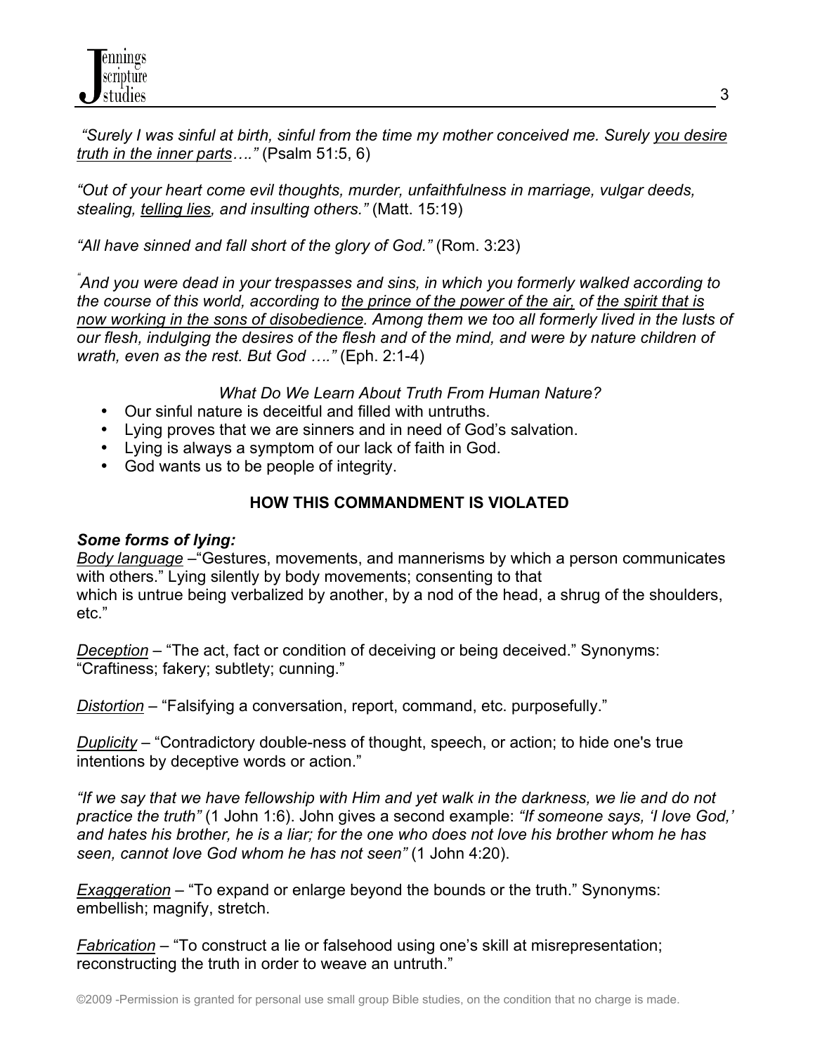*"Surely I was sinful at birth, sinful from the time my mother conceived me. Surely <u>you desire truth in the inner parts</u>…."* (Psalm 51:5, 6)

*"Out of your heart come evil thoughts, murder, unfaithfulness in marriage, vulgar deeds, stealing, <u>telling lies</u>, and insulting others."* (Matt. 15:19)

*"All have sinned and fall short of the glory of God."* (Rom. 3:23)

*"And you were dead in your trespasses and sins, in which you formerly walked according to the course of this world, according to <u>the prince of the power of the air,</u> of <u>the spirit that is now working in the sons of disobedience</u>. Among them we too all formerly lived in the lusts of our flesh, indulging the desires of the flesh and of the mind, and were by nature children of wrath, even as the rest. But God …."* (Eph. 2:1-4)

*What Do We Learn About Truth From Human Nature?*

- Our sinful nature is deceitful and filled with untruths.
- Lying proves that we are sinners and in need of God's salvation.
- Lying is always a symptom of our lack of faith in God.
- God wants us to be people of integrity.

## HOW THIS COMMANDMENT IS VIOLATED

***Some forms of lying:***

*<u>Body language</u>* –"Gestures, movements, and mannerisms by which a person communicates with others." Lying silently by body movements; consenting to that which is untrue being verbalized by another, by a nod of the head, a shrug of the shoulders, etc."

*<u>Deception</u>* – "The act, fact or condition of deceiving or being deceived." Synonyms: "Craftiness; fakery; subtlety; cunning."

*<u>Distortion</u>* – "Falsifying a conversation, report, command, etc. purposefully."

*<u>Duplicity</u>* – "Contradictory double-ness of thought, speech, or action; to hide one's true intentions by deceptive words or action."

*"If we say that we have fellowship with Him and yet walk in the darkness, we lie and do not practice the truth"* (1 John 1:6). John gives a second example: *"If someone says, 'I love God,' and hates his brother, he is a liar; for the one who does not love his brother whom he has seen, cannot love God whom he has not seen"* (1 John 4:20).

*<u>Exaggeration</u>* – "To expand or enlarge beyond the bounds or the truth." Synonyms: embellish; magnify, stretch.

*<u>Fabrication</u>* – "To construct a lie or falsehood using one's skill at misrepresentation; reconstructing the truth in order to weave an untruth."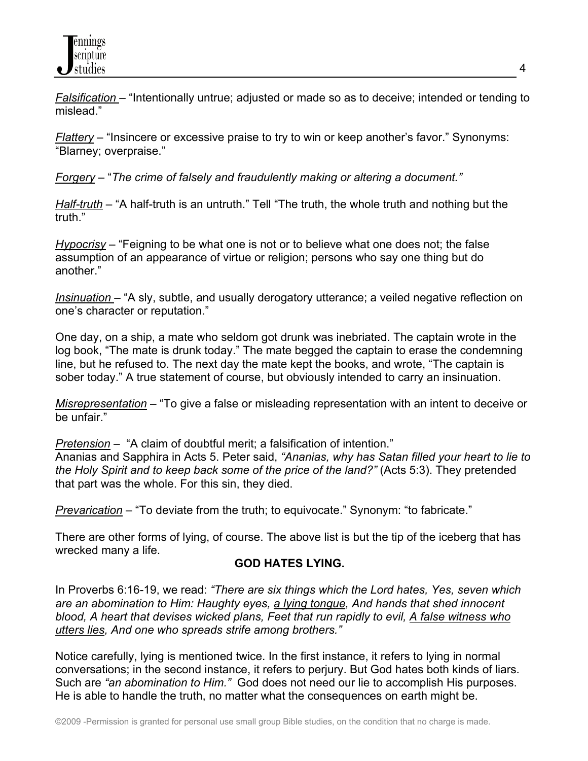<u>*Falsification*</u> – “Intentionally untrue; adjusted or made so as to deceive; intended or tending to mislead.”

<u>*Flattery*</u> – “Insincere or excessive praise to try to win or keep another’s favor.” Synonyms: “Blarney; overpraise.”

<u>*Forgery*</u> – “*The crime of falsely and fraudulently making or altering a document.”*

<u>*Half-truth*</u> – “A half-truth is an untruth.” Tell “The truth, the whole truth and nothing but the truth.”

<u>*Hypocrisy*</u> – “Feigning to be what one is not or to believe what one does not; the false assumption of an appearance of virtue or religion; persons who say one thing but do another.”

<u>*Insinuation*</u> – “A sly, subtle, and usually derogatory utterance; a veiled negative reflection on one’s character or reputation.”

One day, on a ship, a mate who seldom got drunk was inebriated. The captain wrote in the log book, “The mate is drunk today.” The mate begged the captain to erase the condemning line, but he refused to. The next day the mate kept the books, and wrote, “The captain is sober today.” A true statement of course, but obviously intended to carry an insinuation.

<u>*Misrepresentation*</u> – “To give a false or misleading representation with an intent to deceive or be unfair.”

<u>*Pretension*</u> – “A claim of doubtful merit; a falsification of intention.”
Ananias and Sapphira in Acts 5. Peter said, *“Ananias, why has Satan filled your heart to lie to the Holy Spirit and to keep back some of the price of the land?”* (Acts 5:3). They pretended that part was the whole. For this sin, they died.

<u>*Prevarication*</u> – “To deviate from the truth; to equivocate.” Synonym: “to fabricate.”

There are other forms of lying, of course. The above list is but the tip of the iceberg that has wrecked many a life.

**GOD HATES LYING.**

In Proverbs 6:16-19, we read: *“There are six things which the Lord hates, Yes, seven which are an abomination to Him: Haughty eyes, <u>a lying tongue</u>, And hands that shed innocent blood, A heart that devises wicked plans, Feet that run rapidly to evil, <u>A false witness who utters lies</u>, And one who spreads strife among brothers.”*

Notice carefully, lying is mentioned twice. In the first instance, it refers to lying in normal conversations; in the second instance, it refers to perjury. But God hates both kinds of liars. Such are *“an abomination to Him.”* God does not need our lie to accomplish His purposes. He is able to handle the truth, no matter what the consequences on earth might be.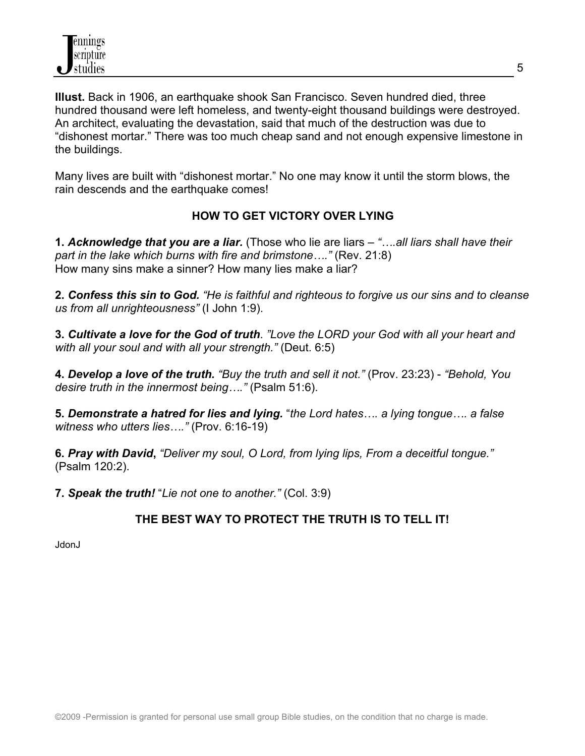**Illust.** Back in 1906, an earthquake shook San Francisco. Seven hundred died, three hundred thousand were left homeless, and twenty-eight thousand buildings were destroyed. An architect, evaluating the devastation, said that much of the destruction was due to "dishonest mortar." There was too much cheap sand and not enough expensive limestone in the buildings.

Many lives are built with "dishonest mortar." No one may know it until the storm blows, the rain descends and the earthquake comes!

## HOW TO GET VICTORY OVER LYING

**1.** ***Acknowledge that you are a liar.*** (Those who lie are liars – *"….all liars shall have their part in the lake which burns with fire and brimstone…."* (Rev. 21:8)
How many sins make a sinner? How many lies make a liar?

**2.** ***Confess this sin to God.*** *"He is faithful and righteous to forgive us our sins and to cleanse us from all unrighteousness"* (I John 1:9).

**3.** ***Cultivate a love for the God of truth***. *"Love the LORD your God with all your heart and with all your soul and with all your strength."* (Deut. 6:5)

**4.** ***Develop a love of the truth.*** *"Buy the truth and sell it not."* (Prov. 23:23) - *"Behold, You desire truth in the innermost being…."* (Psalm 51:6).

**5.** ***Demonstrate a hatred for lies and lying.*** "*the Lord hates…. a lying tongue…. a false witness who utters lies…."* (Prov. 6:16-19)

**6.** ***Pray with David***, *"Deliver my soul, O Lord, from lying lips, From a deceitful tongue."* (Psalm 120:2).

**7.** ***Speak the truth!*** "*Lie not one to another."* (Col. 3:9)

**THE BEST WAY TO PROTECT THE TRUTH IS TO TELL IT!**

JdonJ

©2009 -Permission is granted for personal use small group Bible studies, on the condition that no charge is made.